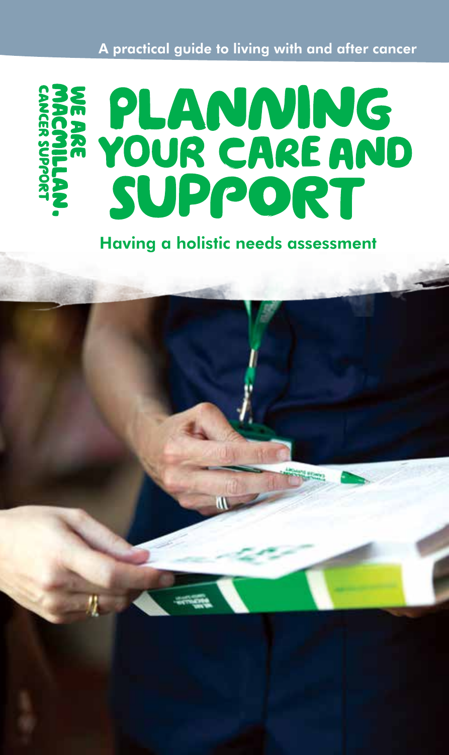A practical guide to living with and after cancer

WE ARE MACMILLAN. CANCER SUPPORT

# PLANNING YOUR CARE AND SUPPORT

## Having a holistic needs assessment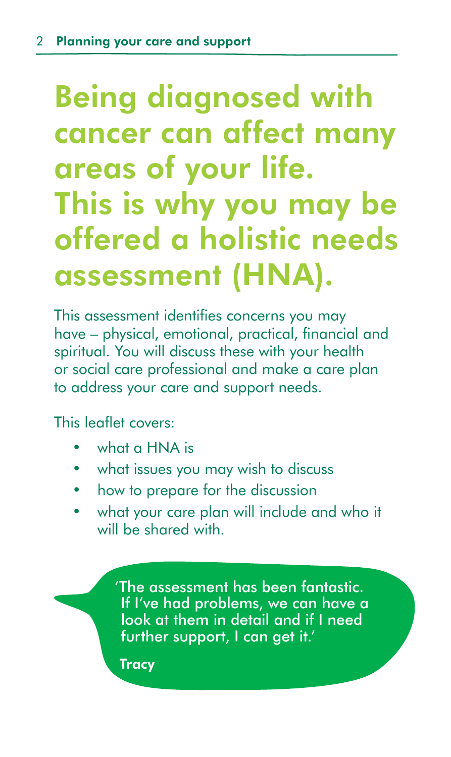# Being diagnosed with cancer can affect many areas of your life. This is why you may be offered a holistic needs assessment (HNA).

This assessment identifies concerns you may have – physical, emotional, practical, financial and spiritual. You will discuss these with your health or social care professional and make a care plan to address your care and support needs.

This leaflet covers:

- what a HNA is
- what issues you may wish to discuss
- how to prepare for the discussion
- what your care plan will include and who it will be shared with.

'The assessment has been fantastic. If I've had problems, we can have a look at them in detail and if I need further support, I can get it.'

**Tracy**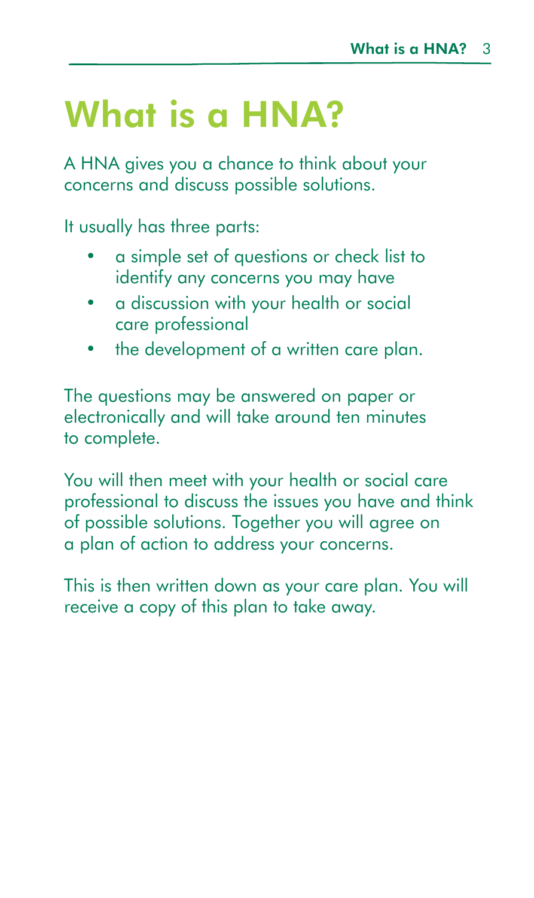# What is a HNA?

A HNA gives you a chance to think about your concerns and discuss possible solutions.

It usually has three parts:

- a simple set of questions or check list to identify any concerns you may have
- a discussion with your health or social care professional
- the development of a written care plan.

The questions may be answered on paper or electronically and will take around ten minutes to complete.

You will then meet with your health or social care professional to discuss the issues you have and think of possible solutions. Together you will agree on a plan of action to address your concerns.

This is then written down as your care plan. You will receive a copy of this plan to take away.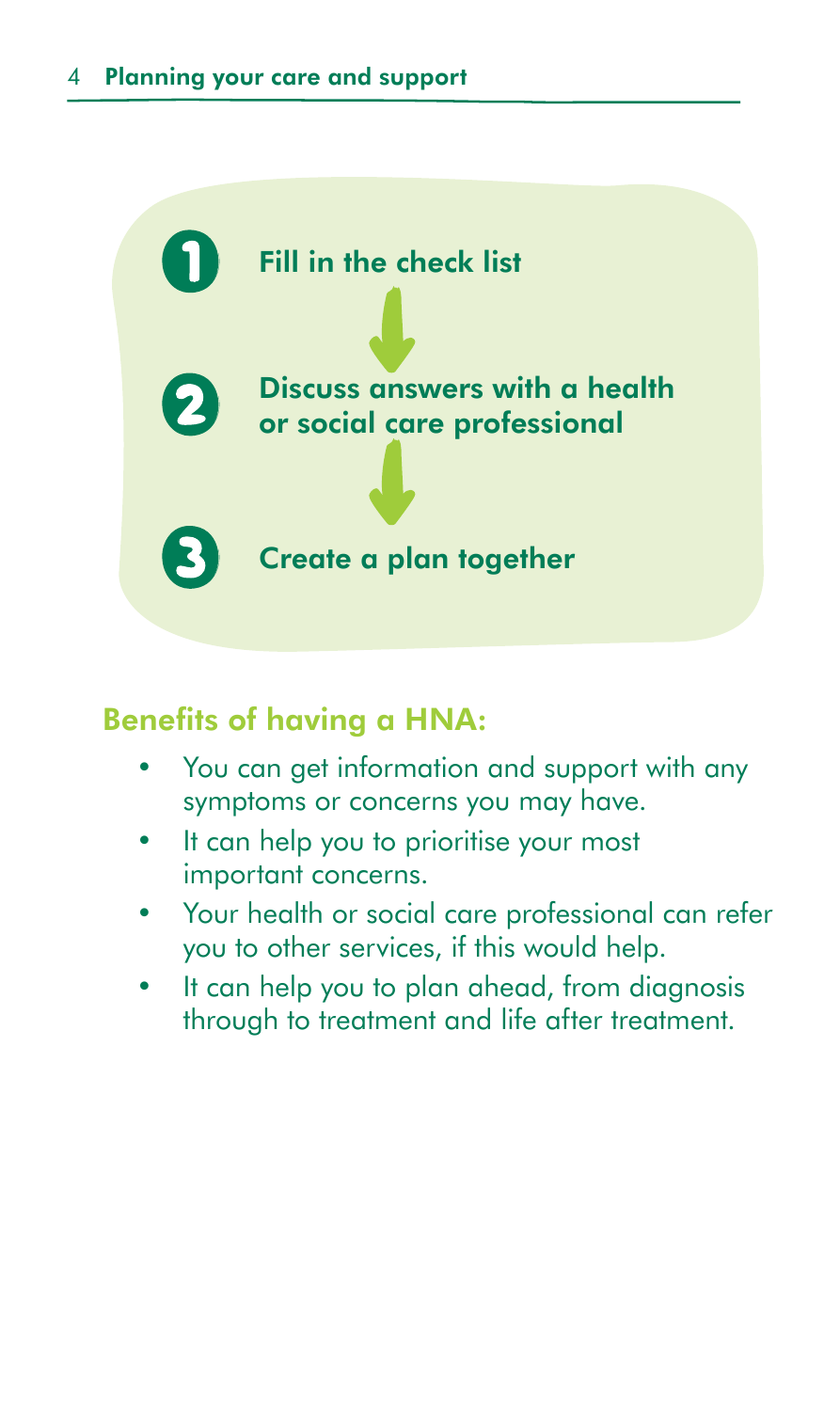1. Fill in the check list
2. Discuss answers with a health or social care professional
3. Create a plan together

## Benefits of having a HNA:

- You can get information and support with any symptoms or concerns you may have.
- It can help you to prioritise your most important concerns.
- Your health or social care professional can refer you to other services, if this would help.
- It can help you to plan ahead, from diagnosis through to treatment and life after treatment.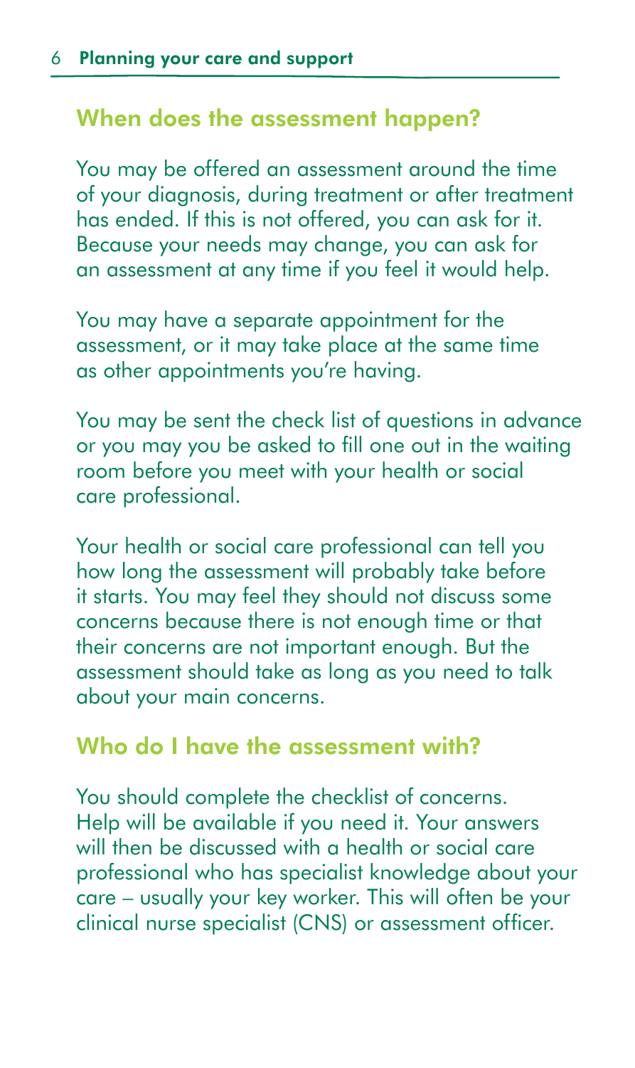## When does the assessment happen?

You may be offered an assessment around the time of your diagnosis, during treatment or after treatment has ended. If this is not offered, you can ask for it. Because your needs may change, you can ask for an assessment at any time if you feel it would help.

You may have a separate appointment for the assessment, or it may take place at the same time as other appointments you're having.

You may be sent the check list of questions in advance or you may you be asked to fill one out in the waiting room before you meet with your health or social care professional.

Your health or social care professional can tell you how long the assessment will probably take before it starts. You may feel they should not discuss some concerns because there is not enough time or that their concerns are not important enough. But the assessment should take as long as you need to talk about your main concerns.

## Who do I have the assessment with?

You should complete the checklist of concerns. Help will be available if you need it. Your answers will then be discussed with a health or social care professional who has specialist knowledge about your care – usually your key worker. This will often be your clinical nurse specialist (CNS) or assessment officer.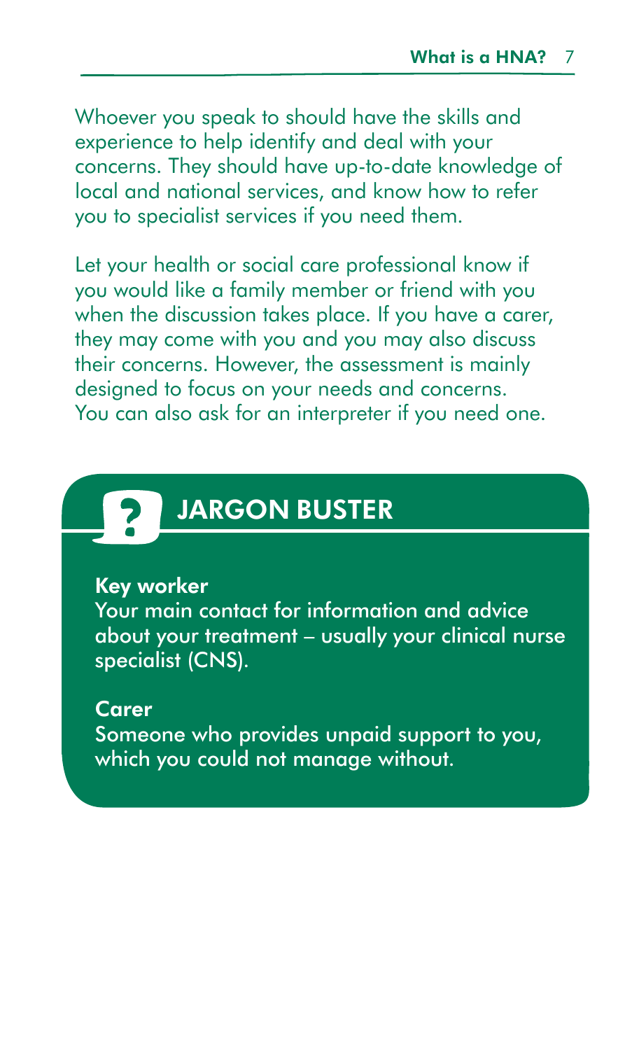Whoever you speak to should have the skills and experience to help identify and deal with your concerns. They should have up-to-date knowledge of local and national services, and know how to refer you to specialist services if you need them.

Let your health or social care professional know if you would like a family member or friend with you when the discussion takes place. If you have a carer, they may come with you and you may also discuss their concerns. However, the assessment is mainly designed to focus on your needs and concerns. You can also ask for an interpreter if you need one.

## JARGON BUSTER

**Key worker**
Your main contact for information and advice about your treatment – usually your clinical nurse specialist (CNS).

**Carer**
Someone who provides unpaid support to you, which you could not manage without.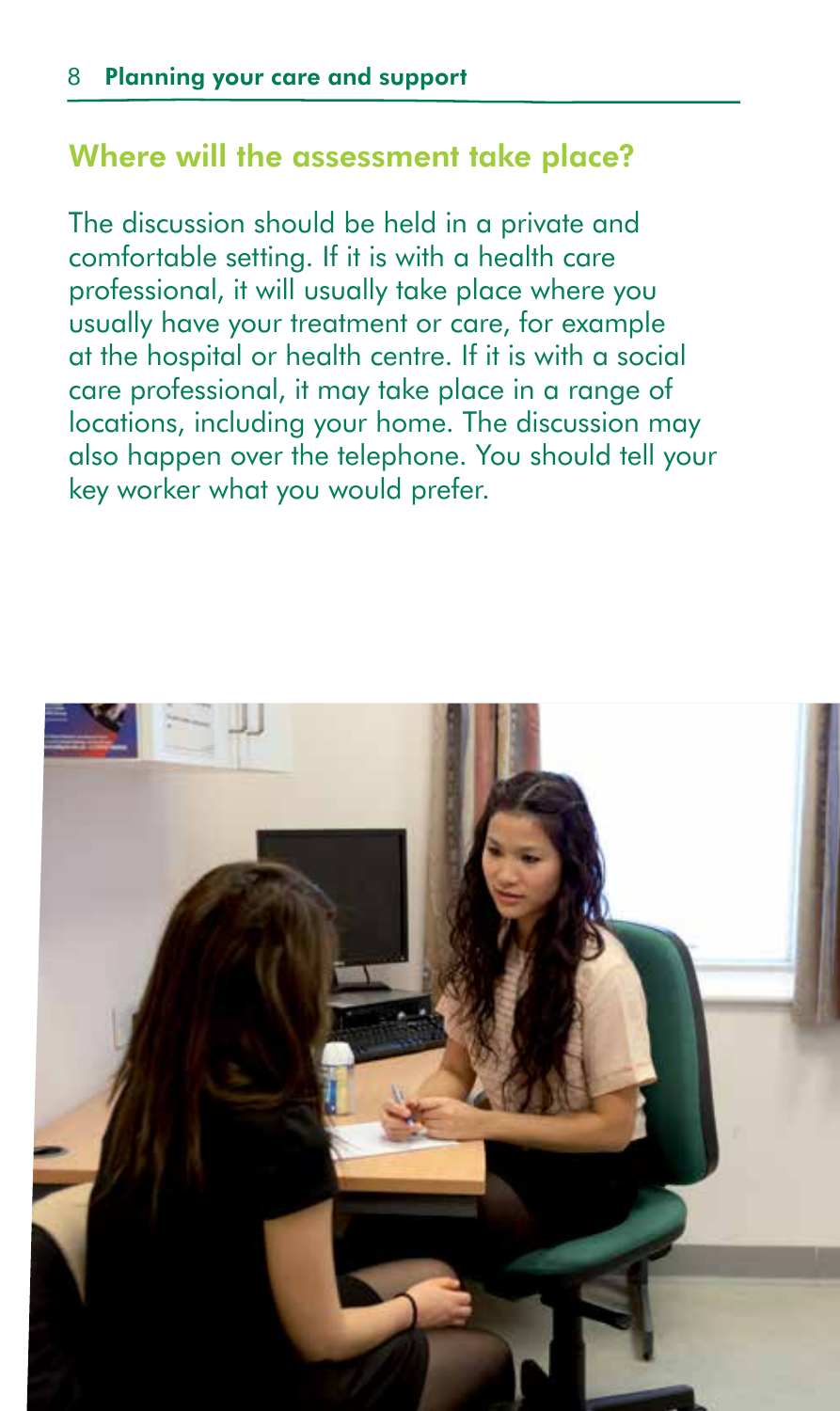## Where will the assessment take place?

The discussion should be held in a private and comfortable setting. If it is with a health care professional, it will usually take place where you usually have your treatment or care, for example at the hospital or health centre. If it is with a social care professional, it may take place in a range of locations, including your home. The discussion may also happen over the telephone. You should tell your key worker what you would prefer.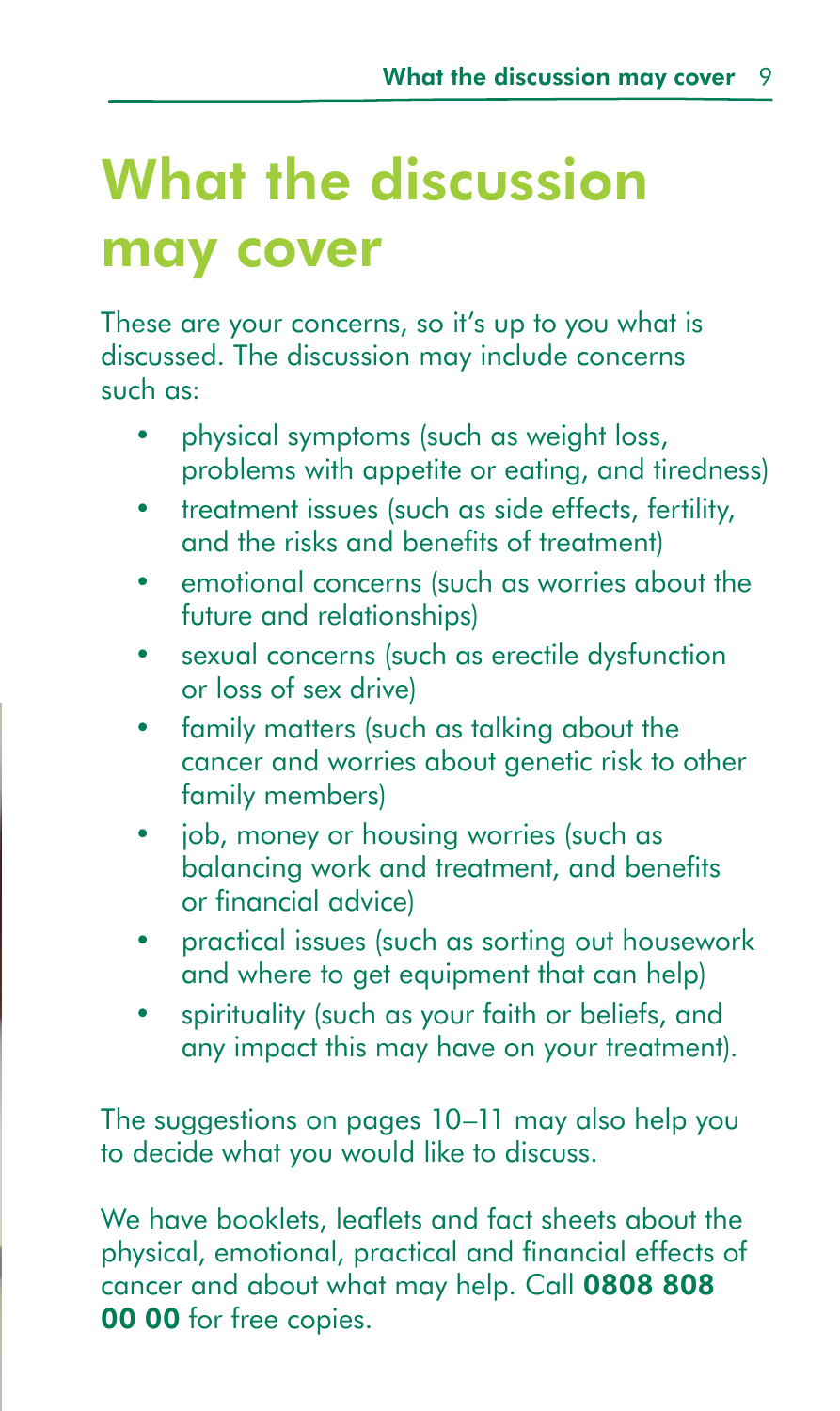# What the discussion may cover

These are your concerns, so it's up to you what is discussed. The discussion may include concerns such as:

- physical symptoms (such as weight loss, problems with appetite or eating, and tiredness)
- treatment issues (such as side effects, fertility, and the risks and benefits of treatment)
- emotional concerns (such as worries about the future and relationships)
- sexual concerns (such as erectile dysfunction or loss of sex drive)
- family matters (such as talking about the cancer and worries about genetic risk to other family members)
- job, money or housing worries (such as balancing work and treatment, and benefits or financial advice)
- practical issues (such as sorting out housework and where to get equipment that can help)
- spirituality (such as your faith or beliefs, and any impact this may have on your treatment).

The suggestions on pages 10–11 may also help you to decide what you would like to discuss.

We have booklets, leaflets and fact sheets about the physical, emotional, practical and financial effects of cancer and about what may help. Call **0808 808 00 00** for free copies.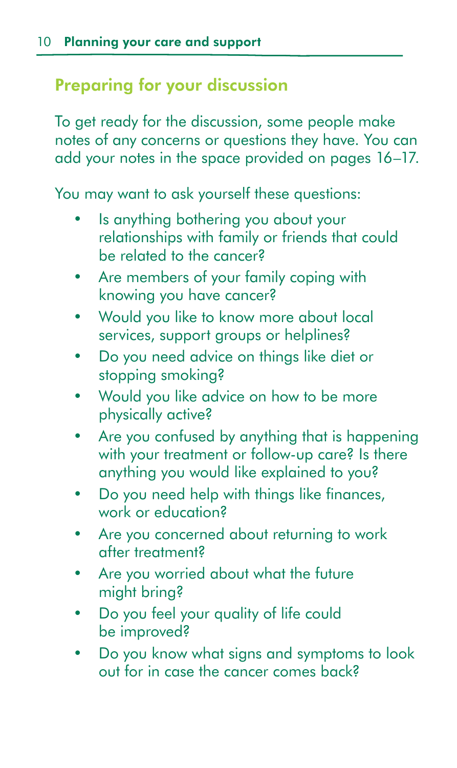## Preparing for your discussion

To get ready for the discussion, some people make notes of any concerns or questions they have. You can add your notes in the space provided on pages 16–17.

You may want to ask yourself these questions:

- Is anything bothering you about your relationships with family or friends that could be related to the cancer?
- Are members of your family coping with knowing you have cancer?
- Would you like to know more about local services, support groups or helplines?
- Do you need advice on things like diet or stopping smoking?
- Would you like advice on how to be more physically active?
- Are you confused by anything that is happening with your treatment or follow-up care? Is there anything you would like explained to you?
- Do you need help with things like finances, work or education?
- Are you concerned about returning to work after treatment?
- Are you worried about what the future might bring?
- Do you feel your quality of life could be improved?
- Do you know what signs and symptoms to look out for in case the cancer comes back?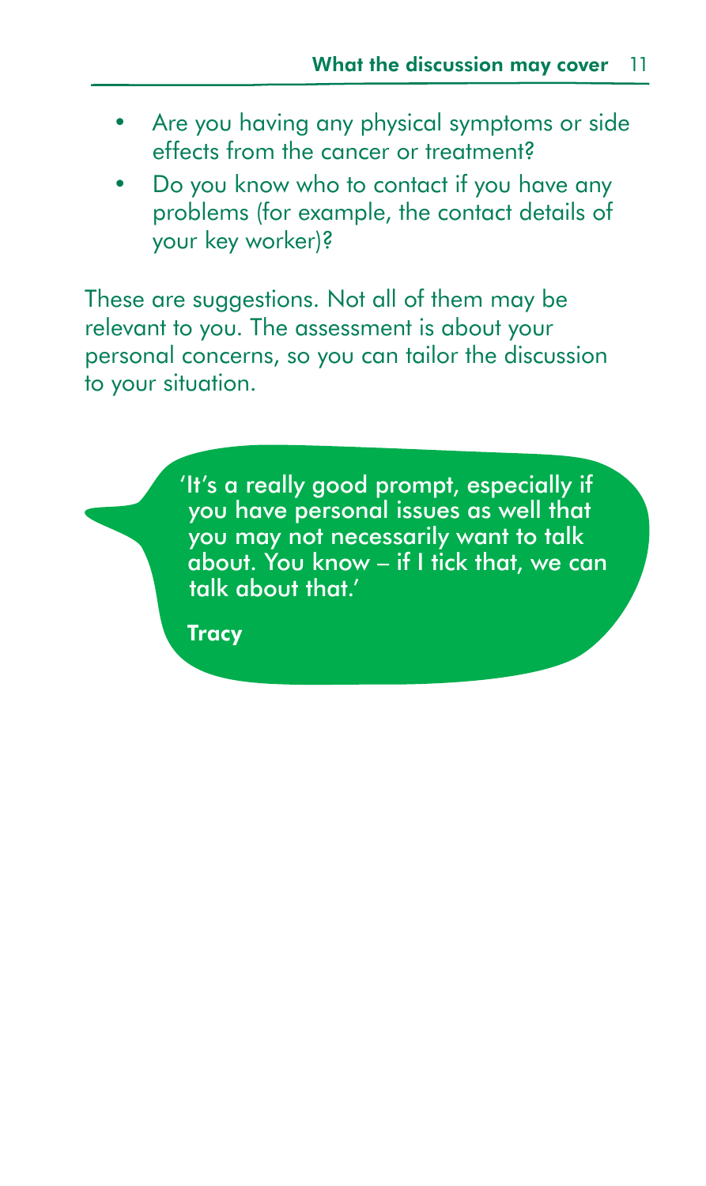- Are you having any physical symptoms or side effects from the cancer or treatment?
- Do you know who to contact if you have any problems (for example, the contact details of your key worker)?

These are suggestions. Not all of them may be relevant to you. The assessment is about your personal concerns, so you can tailor the discussion to your situation.

> 'It's a really good prompt, especially if you have personal issues as well that you may not necessarily want to talk about. You know – if I tick that, we can talk about that.'
>
> **Tracy**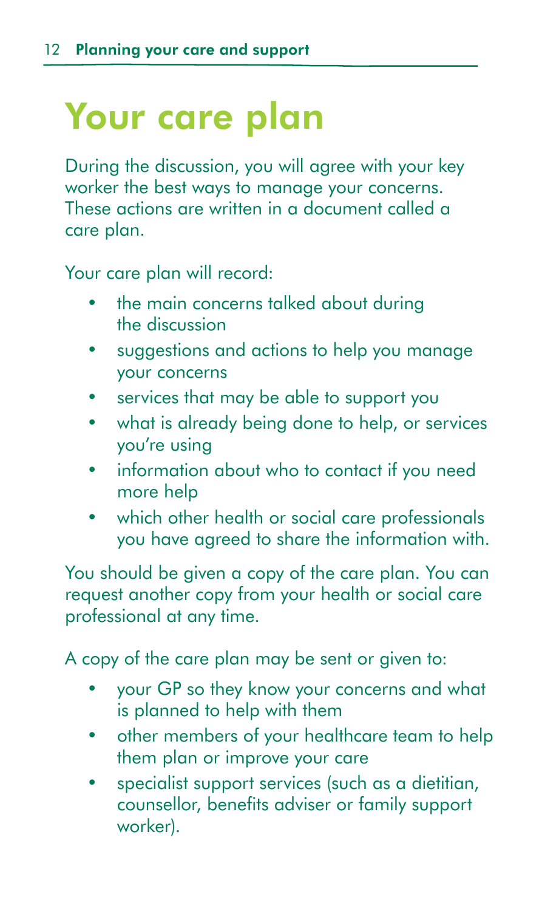# Your care plan

During the discussion, you will agree with your key worker the best ways to manage your concerns. These actions are written in a document called a care plan.

Your care plan will record:

- the main concerns talked about during the discussion
- suggestions and actions to help you manage your concerns
- services that may be able to support you
- what is already being done to help, or services you're using
- information about who to contact if you need more help
- which other health or social care professionals you have agreed to share the information with.

You should be given a copy of the care plan. You can request another copy from your health or social care professional at any time.

A copy of the care plan may be sent or given to:

- your GP so they know your concerns and what is planned to help with them
- other members of your healthcare team to help them plan or improve your care
- specialist support services (such as a dietitian, counsellor, benefits adviser or family support worker).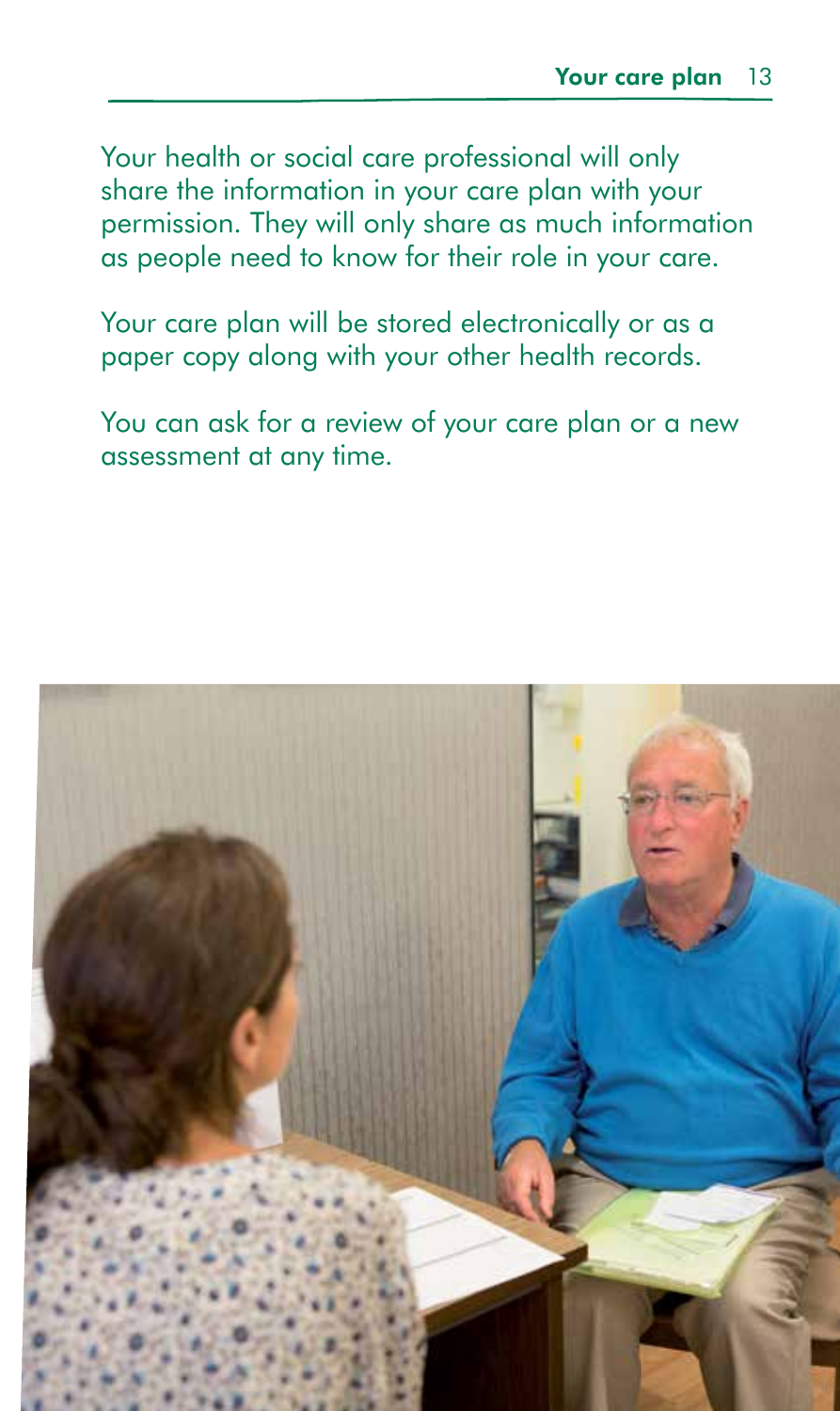Your health or social care professional will only share the information in your care plan with your permission. They will only share as much information as people need to know for their role in your care.

Your care plan will be stored electronically or as a paper copy along with your other health records.

You can ask for a review of your care plan or a new assessment at any time.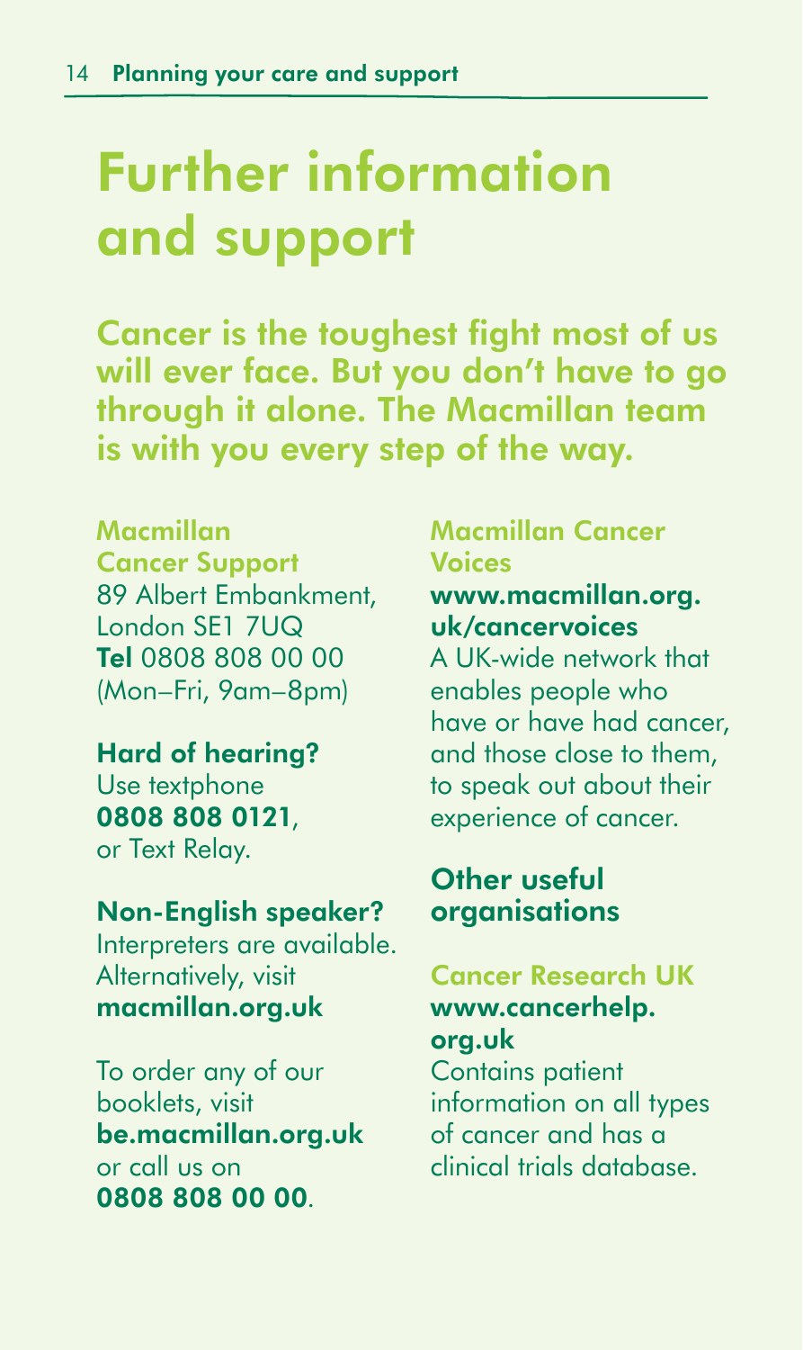# Further information and support

**Cancer is the toughest fight most of us will ever face. But you don't have to go through it alone. The Macmillan team is with you every step of the way.**

### Macmillan Cancer Support

89 Albert Embankment, London SE1 7UQ
**Tel** 0808 808 00 00 (Mon–Fri, 9am–8pm)

**Hard of hearing?**
Use textphone **0808 808 0121**, or Text Relay.

**Non-English speaker?**
Interpreters are available. Alternatively, visit **macmillan.org.uk**

To order any of our booklets, visit **be.macmillan.org.uk** or call us on **0808 808 00 00**.

### Macmillan Cancer Voices

**www.macmillan.org.uk/cancervoices**
A UK-wide network that enables people who have or have had cancer, and those close to them, to speak out about their experience of cancer.

## Other useful organisations

### Cancer Research UK

**www.cancerhelp.org.uk**
Contains patient information on all types of cancer and has a clinical trials database.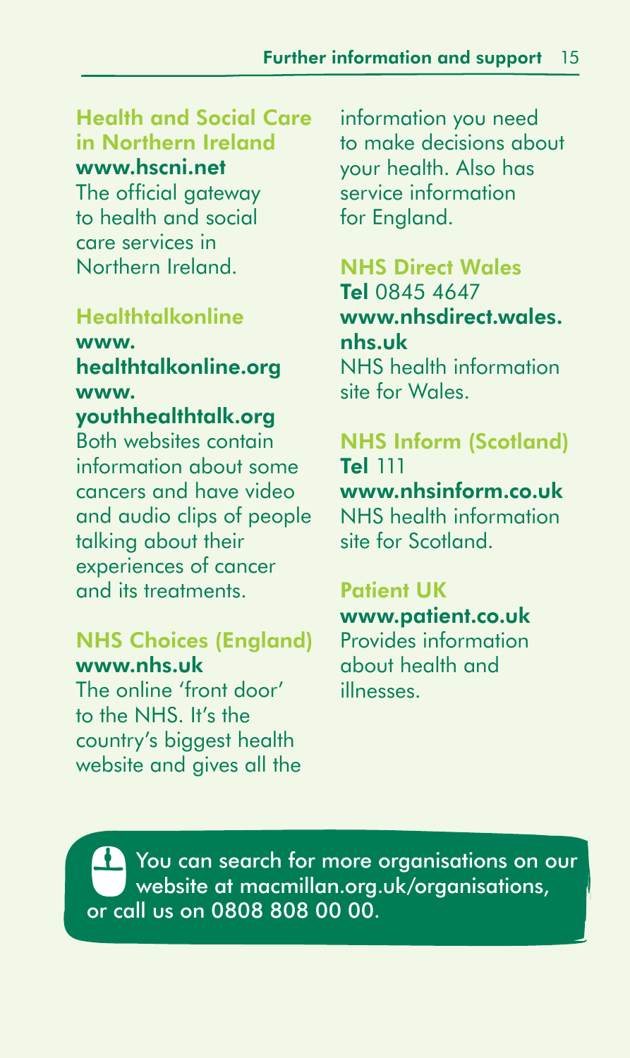### Health and Social Care in Northern Ireland

**www.hscni.net**

The official gateway to health and social care services in Northern Ireland.

### Healthtalkonline

**www.healthtalkonline.org**

**www.youthhealthtalk.org**

Both websites contain information about some cancers and have video and audio clips of people talking about their experiences of cancer and its treatments.

### NHS Choices (England)

**www.nhs.uk**

The online 'front door' to the NHS. It's the country's biggest health website and gives all the information you need to make decisions about your health. Also has service information for England.

### NHS Direct Wales

**Tel** 0845 4647

**www.nhsdirect.wales.nhs.uk**

NHS health information site for Wales.

### NHS Inform (Scotland)

**Tel** 111

**www.nhsinform.co.uk**

NHS health information site for Scotland.

### Patient UK

**www.patient.co.uk**

Provides information about health and illnesses.

You can search for more organisations on our website at macmillan.org.uk/organisations, or call us on 0808 808 00 00.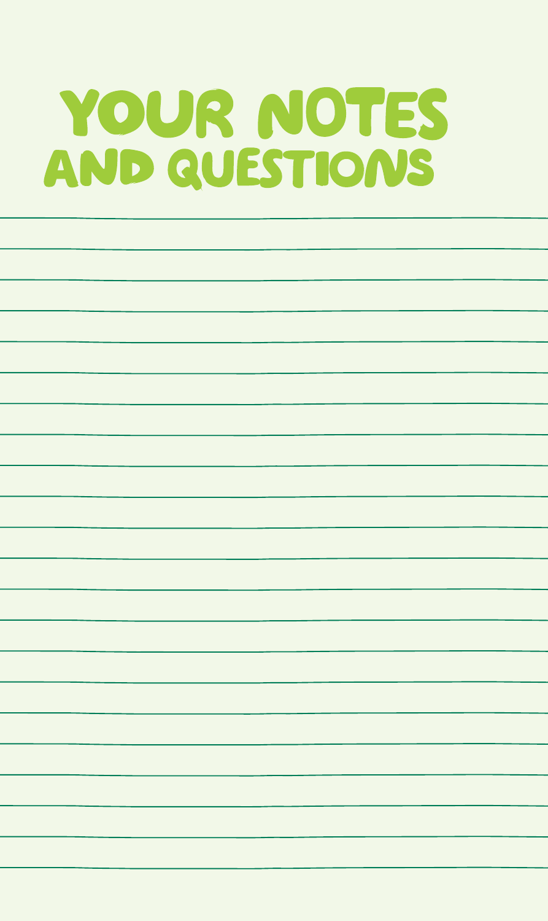# YOUR NOTES AND QUESTIONS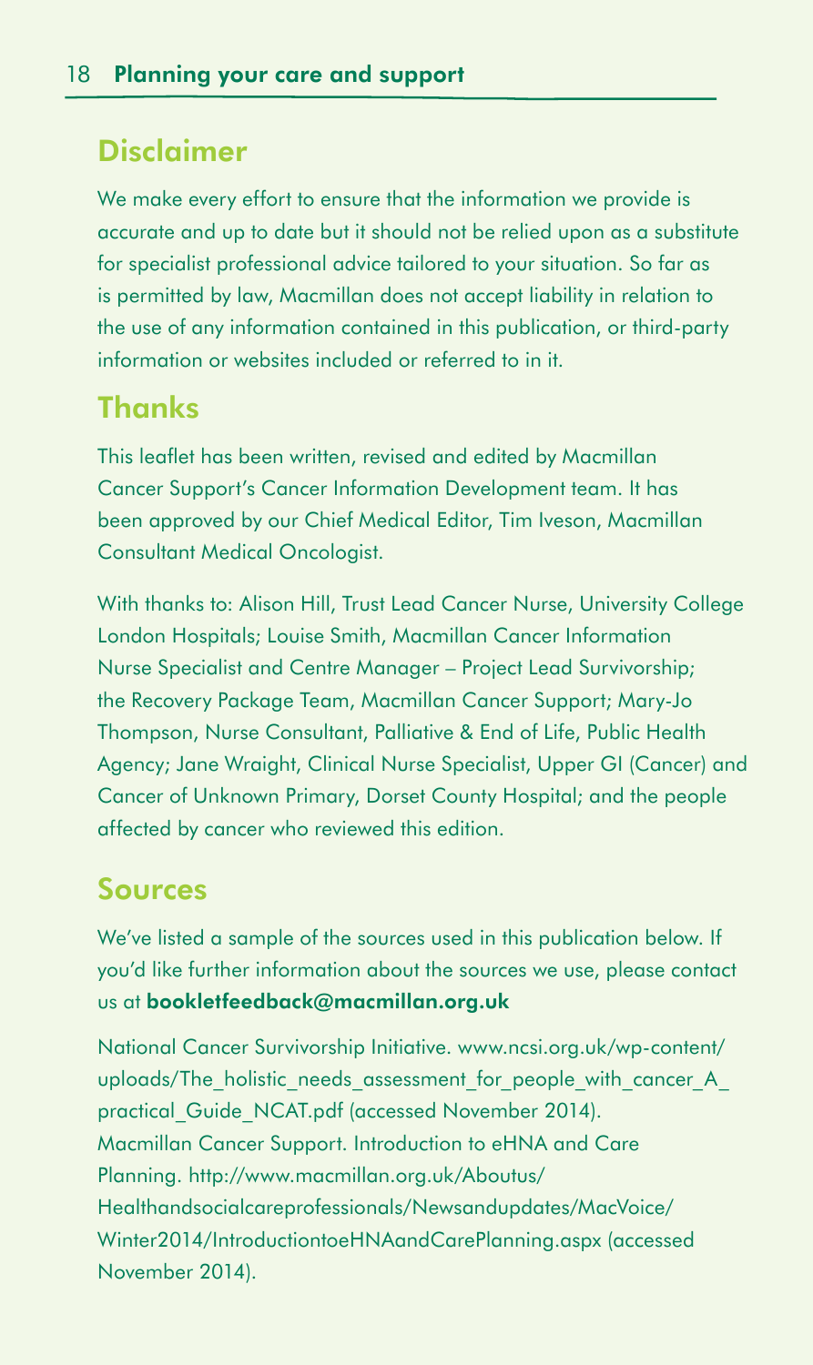## Disclaimer

We make every effort to ensure that the information we provide is accurate and up to date but it should not be relied upon as a substitute for specialist professional advice tailored to your situation. So far as is permitted by law, Macmillan does not accept liability in relation to the use of any information contained in this publication, or third-party information or websites included or referred to in it.

## Thanks

This leaflet has been written, revised and edited by Macmillan Cancer Support's Cancer Information Development team. It has been approved by our Chief Medical Editor, Tim Iveson, Macmillan Consultant Medical Oncologist.

With thanks to: Alison Hill, Trust Lead Cancer Nurse, University College London Hospitals; Louise Smith, Macmillan Cancer Information Nurse Specialist and Centre Manager – Project Lead Survivorship; the Recovery Package Team, Macmillan Cancer Support; Mary-Jo Thompson, Nurse Consultant, Palliative & End of Life, Public Health Agency; Jane Wraight, Clinical Nurse Specialist, Upper GI (Cancer) and Cancer of Unknown Primary, Dorset County Hospital; and the people affected by cancer who reviewed this edition.

## Sources

We've listed a sample of the sources used in this publication below. If you'd like further information about the sources we use, please contact us at **bookletfeedback@macmillan.org.uk**

National Cancer Survivorship Initiative. www.ncsi.org.uk/wp-content/uploads/The_holistic_needs_assessment_for_people_with_cancer_A_practical_Guide_NCAT.pdf (accessed November 2014).
Macmillan Cancer Support. Introduction to eHNA and Care Planning. http://www.macmillan.org.uk/Aboutus/Healthandsocialcareprofessionals/Newsandupdates/MacVoice/Winter2014/IntroductiontoeHNAandCarePlanning.aspx (accessed November 2014).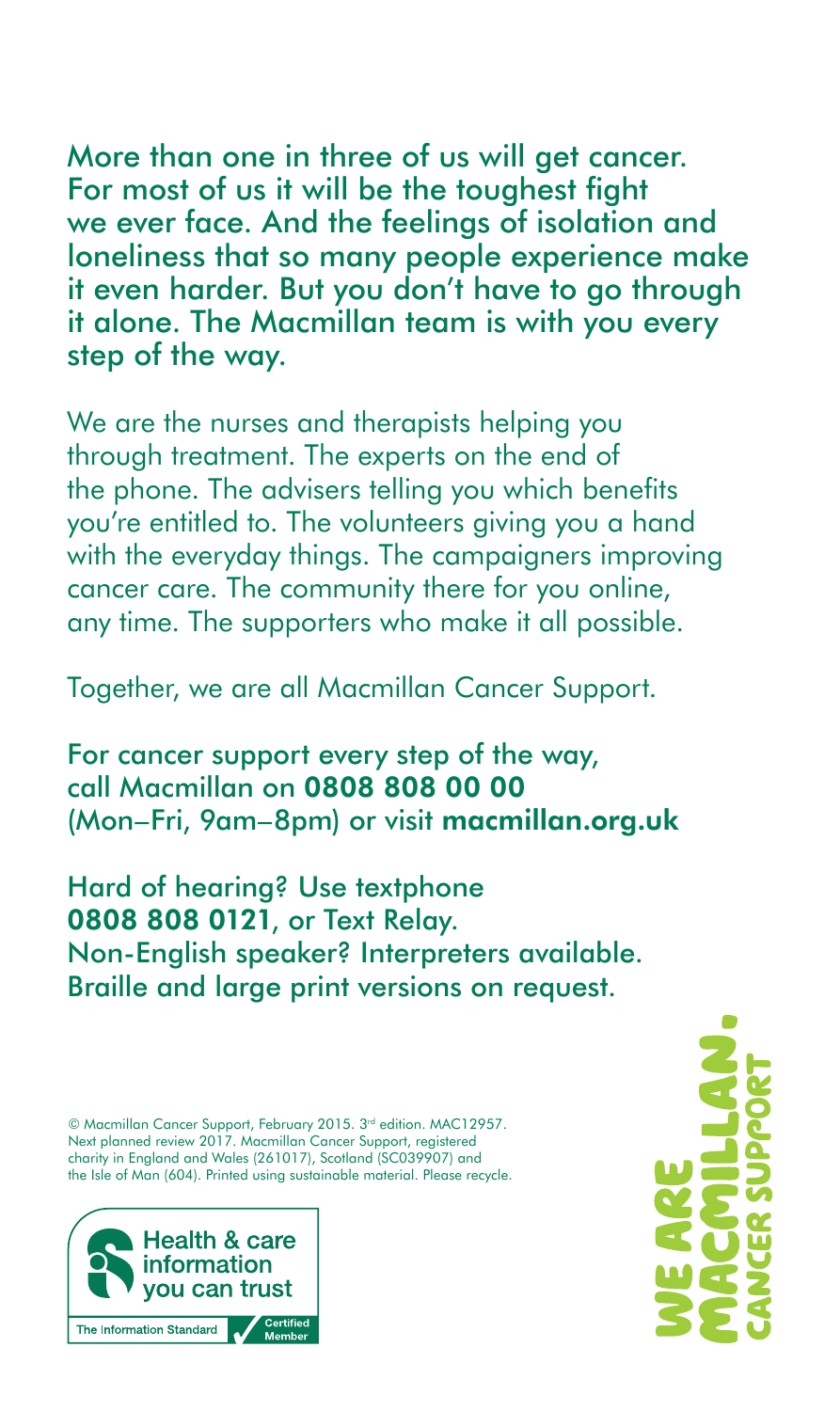More than one in three of us will get cancer. For most of us it will be the toughest fight we ever face. And the feelings of isolation and loneliness that so many people experience make it even harder. But you don't have to go through it alone. The Macmillan team is with you every step of the way.

We are the nurses and therapists helping you through treatment. The experts on the end of the phone. The advisers telling you which benefits you're entitled to. The volunteers giving you a hand with the everyday things. The campaigners improving cancer care. The community there for you online, any time. The supporters who make it all possible.

Together, we are all Macmillan Cancer Support.

For cancer support every step of the way, call Macmillan on **0808 808 00 00** (Mon–Fri, 9am–8pm) or visit **macmillan.org.uk**

Hard of hearing? Use textphone **0808 808 0121**, or Text Relay. Non-English speaker? Interpreters available. Braille and large print versions on request.

© Macmillan Cancer Support, February 2015. 3rd edition. MAC12957. Next planned review 2017. Macmillan Cancer Support, registered charity in England and Wales (261017), Scotland (SC039907) and the Isle of Man (604). Printed using sustainable material. Please recycle.

Health & care information you can trust

The Information Standard Certified Member

WE ARE MACMILLAN. CANCER SUPPORT